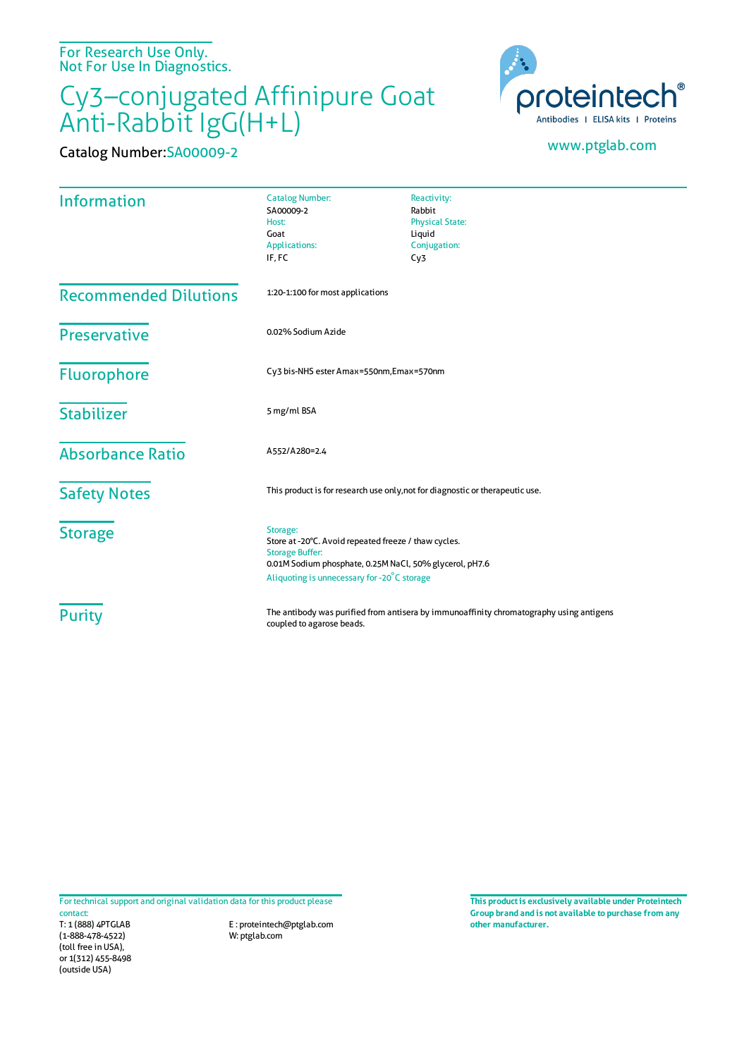For Research Use Only.
Not For Use In Diagnostics.

# Cy3–conjugated Affinipure Goat Anti-Rabbit IgG(H+L)

Catalog Number:SA00009-2

proteintech®
Antibodies | ELISA kits | Proteins

www.ptglab.com

## Information

| | |
|---|---|
| Catalog Number: SA00009-2 | Reactivity: Rabbit |
| Host: Goat | Physical State: Liquid |
| Applications: IF, FC | Conjugation: Cy3 |

## Recommended Dilutions

1:20-1:100 for most applications

## Preservative

0.02% Sodium Azide

## Fluorophore

Cy3 bis-NHS ester Amax=550nm,Emax=570nm

## Stabilizer

5 mg/ml BSA

## Absorbance Ratio

A552/A280=2.4

## Safety Notes

This product is for research use only,not for diagnostic or therapeutic use.

## Storage

Storage:
Store at -20°C. Avoid repeated freeze / thaw cycles.
Storage Buffer:
0.01M Sodium phosphate, 0.25M NaCl, 50% glycerol, pH7.6
Aliquoting is unnecessary for -20°C storage

## Purity

The antibody was purified from antisera by immunoaffinity chromatography using antigens coupled to agarose beads.

For technical support and original validation data for this product please contact:
T: 1 (888) 4PTGLAB (1-888-478-4522) (toll free in USA), or 1(312) 455-8498 (outside USA)
E : proteintech@ptglab.com
W: ptglab.com

**This product is exclusively available under Proteintech Group brand and is not available to purchase from any other manufacturer.**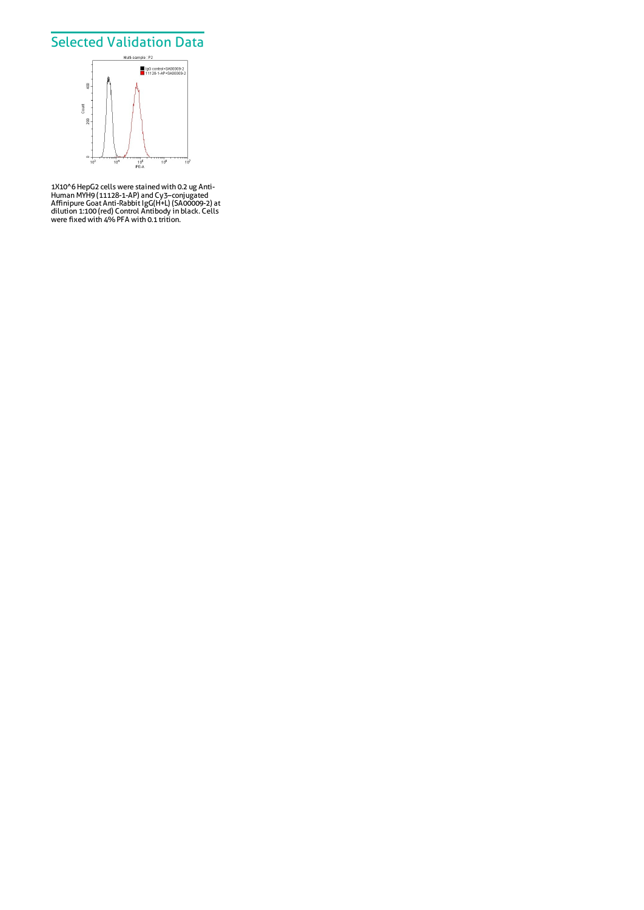## Selected Validation Data

Multi-sample : P2

IgG control+SA00009-2
11128-1-AP+SA00009-2

Count

400

200

0

$10^3$ $10^4$ $10^5$ $10^6$ $10^7$

PE-A

1X10^6 HepG2 cells were stained with 0.2 ug Anti-Human MYH9 (11128-1-AP) and Cy3–conjugated Affinipure Goat Anti-Rabbit IgG(H+L) (SA00009-2) at dilution 1:100 (red) Control Antibody in black. Cells were fixed with 4% PFA with 0.1 trition.